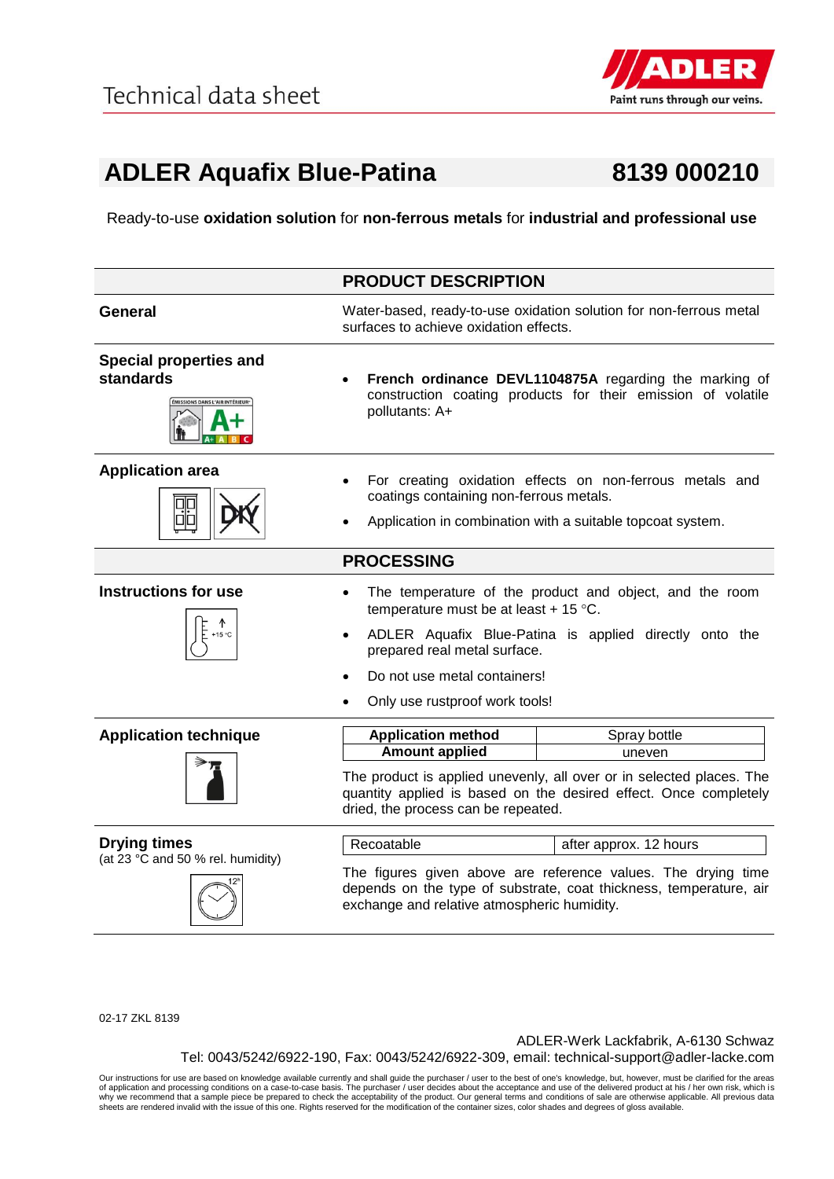Technical data sheet

# ADLER Aquafix Blue-Patina 8139 000210

Ready-to-use **oxidation solution** for **non-ferrous metals** for **industrial and professional use**

## PRODUCT DESCRIPTION

**General**

Water-based, ready-to-use oxidation solution for non-ferrous metal surfaces to achieve oxidation effects.

**Special properties and standards**

- **French ordinance DEVL1104875A** regarding the marking of construction coating products for their emission of volatile pollutants: A+

**Application area**

- For creating oxidation effects on non-ferrous metals and coatings containing non-ferrous metals.
- Application in combination with a suitable topcoat system.

## PROCESSING

**Instructions for use**

- The temperature of the product and object, and the room temperature must be at least + 15 °C.
- ADLER Aquafix Blue-Patina is applied directly onto the prepared real metal surface.
- Do not use metal containers!
- Only use rustproof work tools!

**Application technique**

| **Application method** | Spray bottle |
|---|---|
| **Amount applied** | uneven |

The product is applied unevenly, all over or in selected places. The quantity applied is based on the desired effect. Once completely dried, the process can be repeated.

**Drying times**
(at 23 °C and 50 % rel. humidity)

| Recoatable | after approx. 12 hours |
|---|---|

The figures given above are reference values. The drying time depends on the type of substrate, coat thickness, temperature, air exchange and relative atmospheric humidity.

02-17 ZKL 8139

ADLER-Werk Lackfabrik, A-6130 Schwaz
Tel: 0043/5242/6922-190, Fax: 0043/5242/6922-309, email: technical-support@adler-lacke.com

Our instructions for use are based on knowledge available currently and shall guide the purchaser / user to the best of one's knowledge, but, however, must be clarified for the areas of application and processing conditions on a case-to-case basis. The purchaser / user decides about the acceptance and use of the delivered product at his / her own risk, which is why we recommend that a sample piece be prepared to check the acceptability of the product. Our general terms and conditions of sale are otherwise applicable. All previous data sheets are rendered invalid with the issue of this one. Rights reserved for the modification of the container sizes, color shades and degrees of gloss available.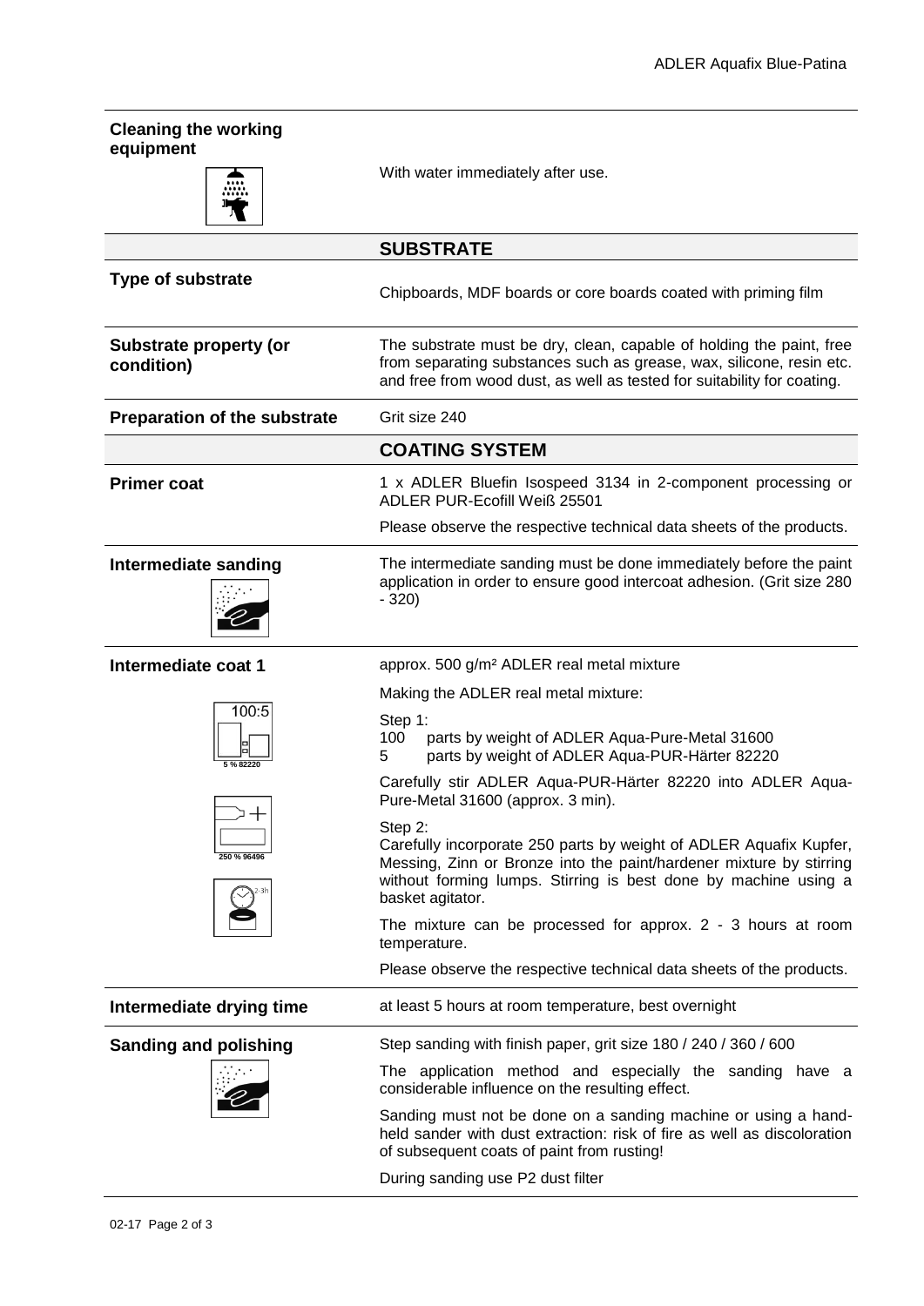**Cleaning the working equipment**

With water immediately after use.

## SUBSTRATE

**Type of substrate**

Chipboards, MDF boards or core boards coated with priming film

**Substrate property (or condition)**

The substrate must be dry, clean, capable of holding the paint, free from separating substances such as grease, wax, silicone, resin etc. and free from wood dust, as well as tested for suitability for coating.

**Preparation of the substrate**

Grit size 240

## COATING SYSTEM

**Primer coat**

1 x ADLER Bluefin Isospeed 3134 in 2-component processing or ADLER PUR-Ecofill Weiß 25501

Please observe the respective technical data sheets of the products.

**Intermediate sanding**

The intermediate sanding must be done immediately before the paint application in order to ensure good intercoat adhesion. (Grit size 280 - 320)

**Intermediate coat 1**

approx. 500 g/m² ADLER real metal mixture

Making the ADLER real metal mixture:

100:5

5 % 82220

Step 1:
100 parts by weight of ADLER Aqua-Pure-Metal 31600
5 parts by weight of ADLER Aqua-PUR-Härter 82220

Carefully stir ADLER Aqua-PUR-Härter 82220 into ADLER Aqua-Pure-Metal 31600 (approx. 3 min).

250 % 96496

Step 2:
Carefully incorporate 250 parts by weight of ADLER Aquafix Kupfer, Messing, Zinn or Bronze into the paint/hardener mixture by stirring without forming lumps. Stirring is best done by machine using a basket agitator.

2-3h

The mixture can be processed for approx. 2 - 3 hours at room temperature.

Please observe the respective technical data sheets of the products.

**Intermediate drying time**

at least 5 hours at room temperature, best overnight

**Sanding and polishing**

Step sanding with finish paper, grit size 180 / 240 / 360 / 600

The application method and especially the sanding have a considerable influence on the resulting effect.

Sanding must not be done on a sanding machine or using a hand-held sander with dust extraction: risk of fire as well as discoloration of subsequent coats of paint from rusting!

During sanding use P2 dust filter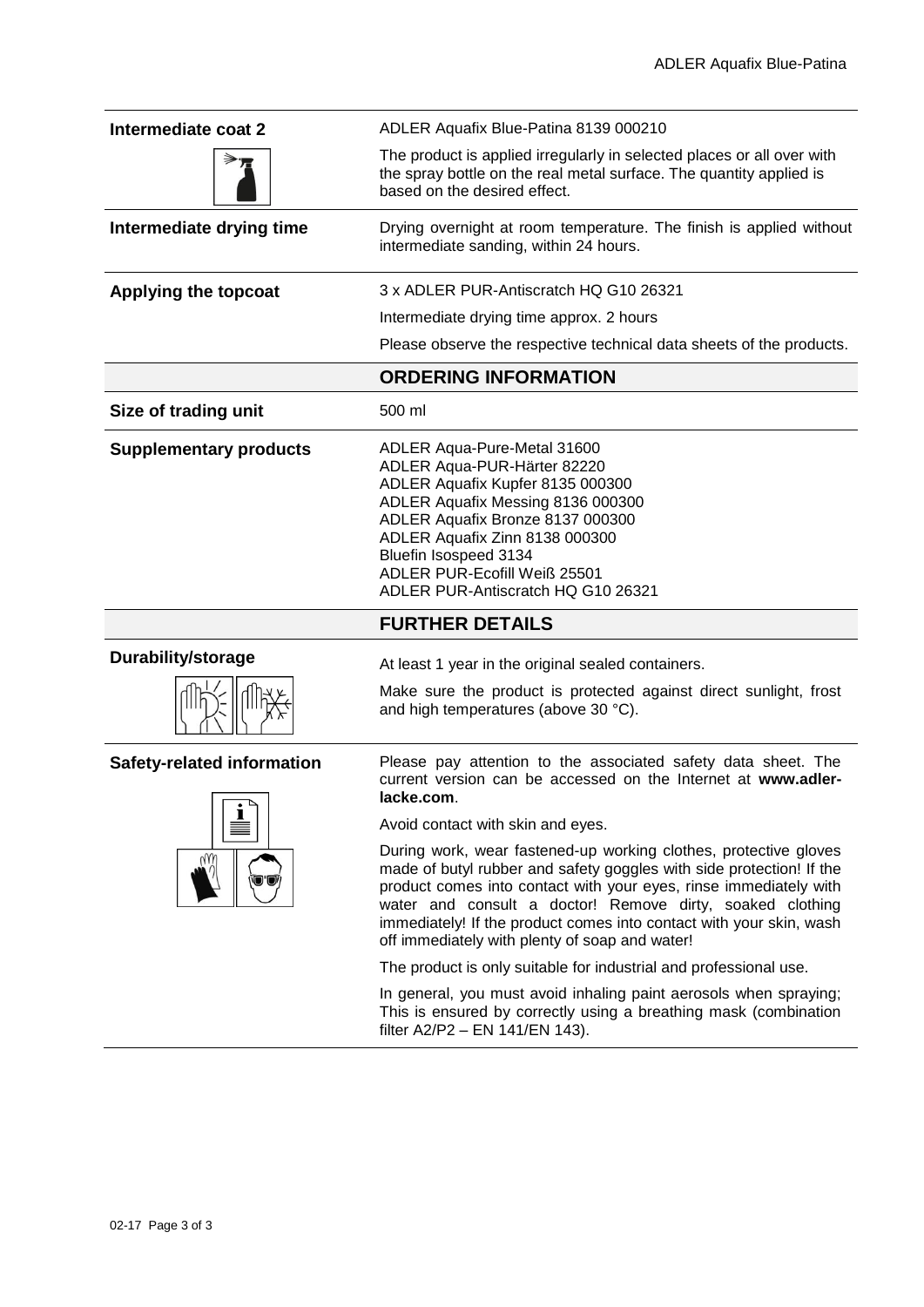| | |
|---|---|
| **Intermediate coat 2** | ADLER Aquafix Blue-Patina 8139 000210<br><br>The product is applied irregularly in selected places or all over with the spray bottle on the real metal surface. The quantity applied is based on the desired effect. |
| **Intermediate drying time** | Drying overnight at room temperature. The finish is applied without intermediate sanding, within 24 hours. |
| **Applying the topcoat** | 3 x ADLER PUR-Antiscratch HQ G10 26321<br><br>Intermediate drying time approx. 2 hours<br><br>Please observe the respective technical data sheets of the products. |

## ORDERING INFORMATION

| | |
|---|---|
| **Size of trading unit** | 500 ml |
| **Supplementary products** | ADLER Aqua-Pure-Metal 31600<br>ADLER Aqua-PUR-Härter 82220<br>ADLER Aquafix Kupfer 8135 000300<br>ADLER Aquafix Messing 8136 000300<br>ADLER Aquafix Bronze 8137 000300<br>ADLER Aquafix Zinn 8138 000300<br>Bluefin Isospeed 3134<br>ADLER PUR-Ecofill Weiß 25501<br>ADLER PUR-Antiscratch HQ G10 26321 |

## FURTHER DETAILS

| | |
|---|---|
| **Durability/storage** | At least 1 year in the original sealed containers.<br><br>Make sure the product is protected against direct sunlight, frost and high temperatures (above 30 °C). |
| **Safety-related information** | Please pay attention to the associated safety data sheet. The current version can be accessed on the Internet at **www.adler-lacke.com**.<br><br>Avoid contact with skin and eyes.<br><br>During work, wear fastened-up working clothes, protective gloves made of butyl rubber and safety goggles with side protection! If the product comes into contact with your eyes, rinse immediately with water and consult a doctor! Remove dirty, soaked clothing immediately! If the product comes into contact with your skin, wash off immediately with plenty of soap and water!<br><br>The product is only suitable for industrial and professional use.<br><br>In general, you must avoid inhaling paint aerosols when spraying; This is ensured by correctly using a breathing mask (combination filter A2/P2 – EN 141/EN 143). |

02-17